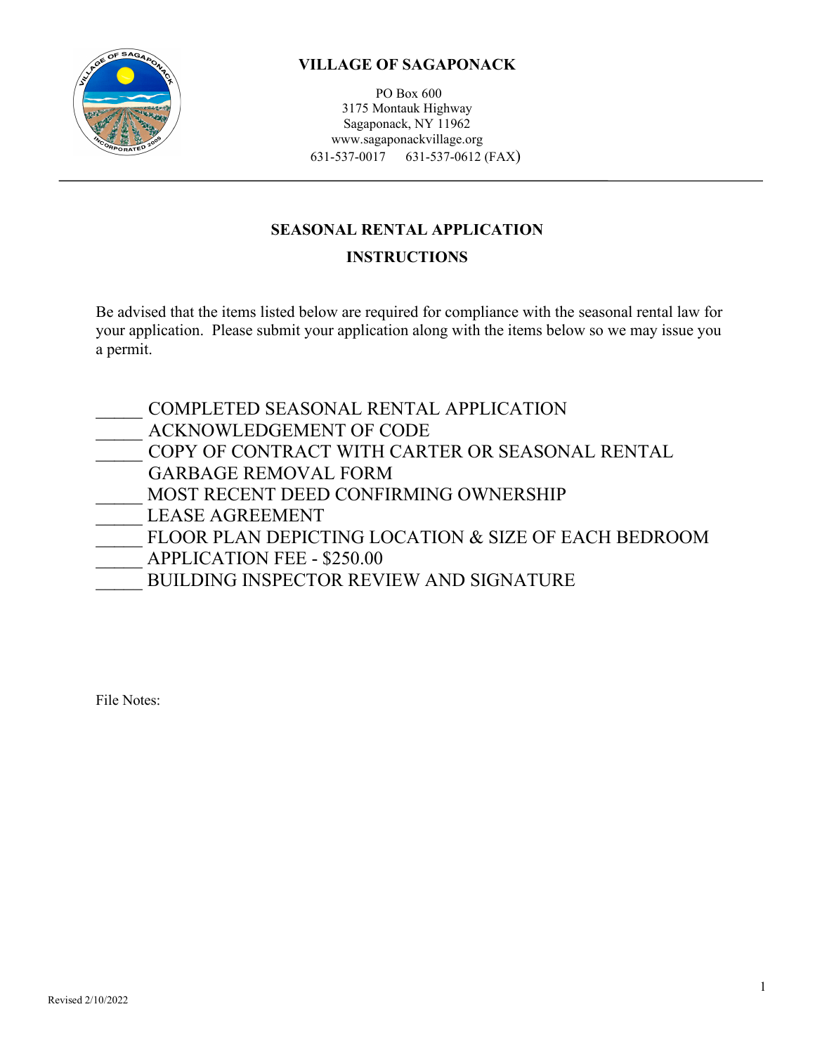**VILLAGE OF SAGAPONACK**

PO Box 600
3175 Montauk Highway
Sagaponack, NY 11962
www.sagaponackvillage.org
631-537-0017 631-537-0612 (FAX)

---

## SEASONAL RENTAL APPLICATION

## INSTRUCTIONS

Be advised that the items listed below are required for compliance with the seasonal rental law for your application. Please submit your application along with the items below so we may issue you a permit.

_____ COMPLETED SEASONAL RENTAL APPLICATION
_____ ACKNOWLEDGEMENT OF CODE
_____ COPY OF CONTRACT WITH CARTER OR SEASONAL RENTAL GARBAGE REMOVAL FORM
_____ MOST RECENT DEED CONFIRMING OWNERSHIP
_____ LEASE AGREEMENT
_____ FLOOR PLAN DEPICTING LOCATION & SIZE OF EACH BEDROOM
_____ APPLICATION FEE - $250.00
_____ BUILDING INSPECTOR REVIEW AND SIGNATURE

File Notes:

Revised 2/10/2022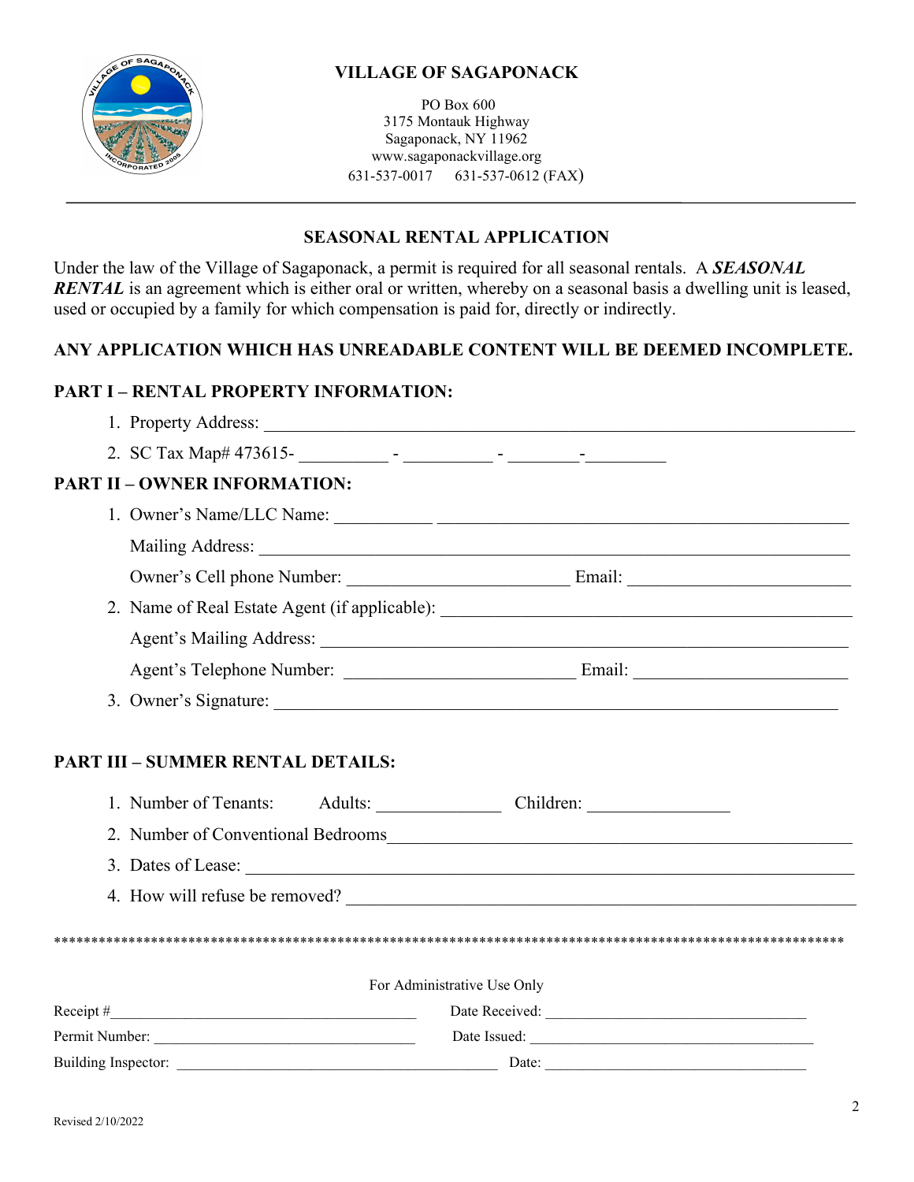# VILLAGE OF SAGAPONACK

PO Box 600
3175 Montauk Highway
Sagaponack, NY 11962
www.sagaponackvillage.org
631-537-0017     631-537-0612 (FAX)

---

## SEASONAL RENTAL APPLICATION

Under the law of the Village of Sagaponack, a permit is required for all seasonal rentals. A ***SEASONAL RENTAL*** is an agreement which is either oral or written, whereby on a seasonal basis a dwelling unit is leased, used or occupied by a family for which compensation is paid for, directly or indirectly.

**ANY APPLICATION WHICH HAS UNREADABLE CONTENT WILL BE DEEMED INCOMPLETE.**

### PART I – RENTAL PROPERTY INFORMATION:

1. Property Address: ______________________________________________________________
2. SC Tax Map# 473615- __________ - __________ - ________-_________

### PART II – OWNER INFORMATION:

1. Owner's Name/LLC Name: ___________ ______________________________________________

   Mailing Address: _________________________________________________________________

   Owner's Cell phone Number: _________________________ Email: _________________________
2. Name of Real Estate Agent (if applicable): ______________________________________________

   Agent's Mailing Address: ____________________________________________________________

   Agent's Telephone Number: __________________________ Email: ________________________
3. Owner's Signature: _______________________________________________________________

### PART III – SUMMER RENTAL DETAILS:

1. Number of Tenants:     Adults: ______________   Children: ________________
2. Number of Conventional Bedrooms_____________________________________________________
3. Dates of Lease: _________________________________________________________________
4. How will refuse be removed? _______________________________________________________

*****************************************************************************************************

For Administrative Use Only

Receipt #_______________________________________   Date Received: ____________________________

Permit Number: __________________________________   Date Issued: ______________________________

Building Inspector: _______________________________   Date: ___________________________________

Revised 2/10/2022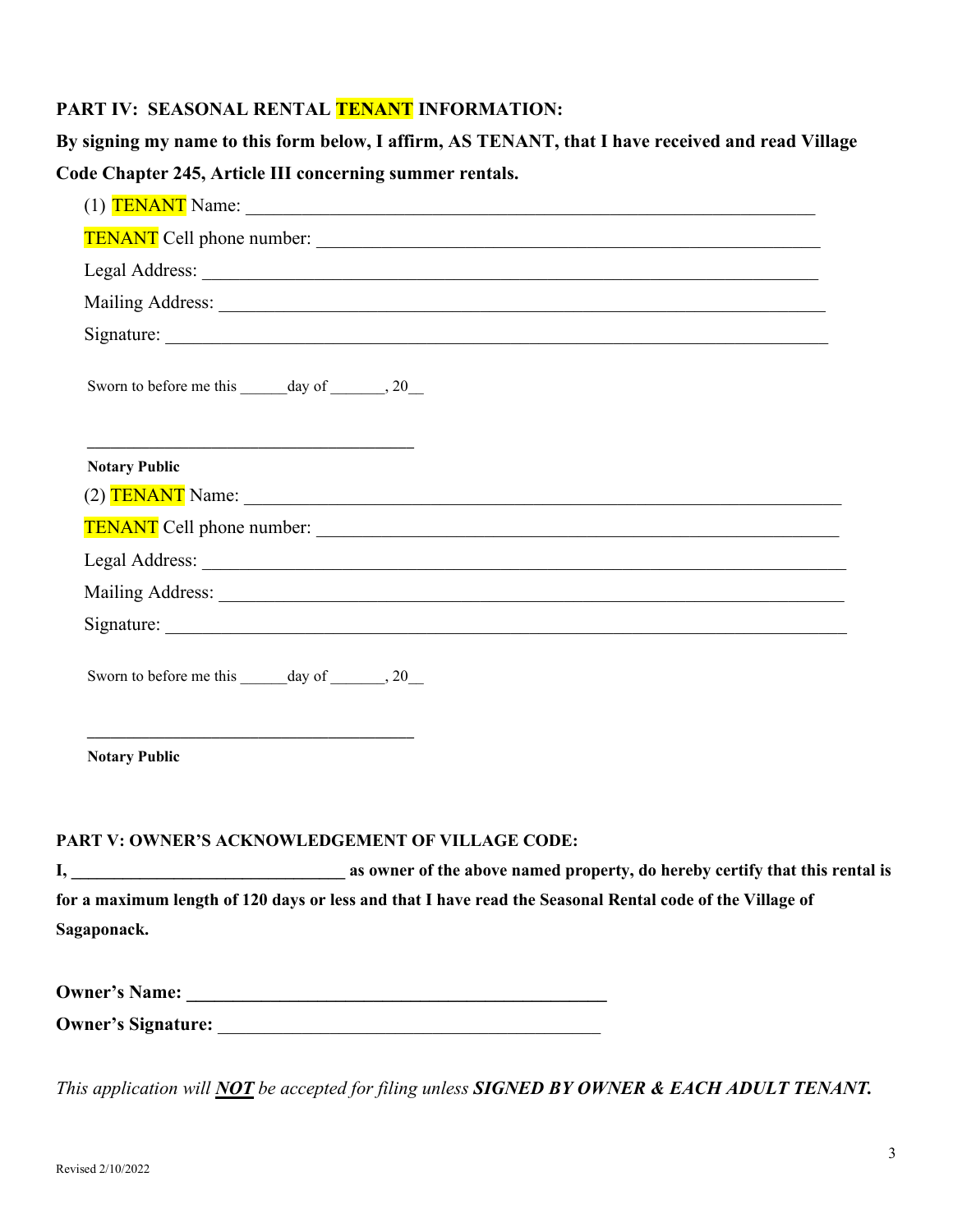## PART IV: SEASONAL RENTAL TENANT INFORMATION:

**By signing my name to this form below, I affirm, AS TENANT, that I have received and read Village Code Chapter 245, Article III concerning summer rentals.**

(1) TENANT Name: ________________________________________________________________

TENANT Cell phone number: ______________________________________________________

Legal Address: ______________________________________________________________________

Mailing Address: ____________________________________________________________________

Signature: __________________________________________________________________________

Sworn to before me this ______day of _______, 20__

____________________________________

**Notary Public**

(2) TENANT Name: ________________________________________________________________

TENANT Cell phone number: ______________________________________________________

Legal Address: ______________________________________________________________________

Mailing Address: ____________________________________________________________________

Signature: __________________________________________________________________________

Sworn to before me this ______day of _______, 20__

____________________________________

**Notary Public**

## PART V: OWNER'S ACKNOWLEDGEMENT OF VILLAGE CODE:

**I, ________________________________ as owner of the above named property, do hereby certify that this rental is for a maximum length of 120 days or less and that I have read the Seasonal Rental code of the Village of Sagaponack.**

**Owner's Name: ______________________________________________**

**Owner's Signature:** ____________________________________________

*This application will **NOT** be accepted for filing unless **SIGNED BY OWNER & EACH ADULT TENANT.***

Revised 2/10/2022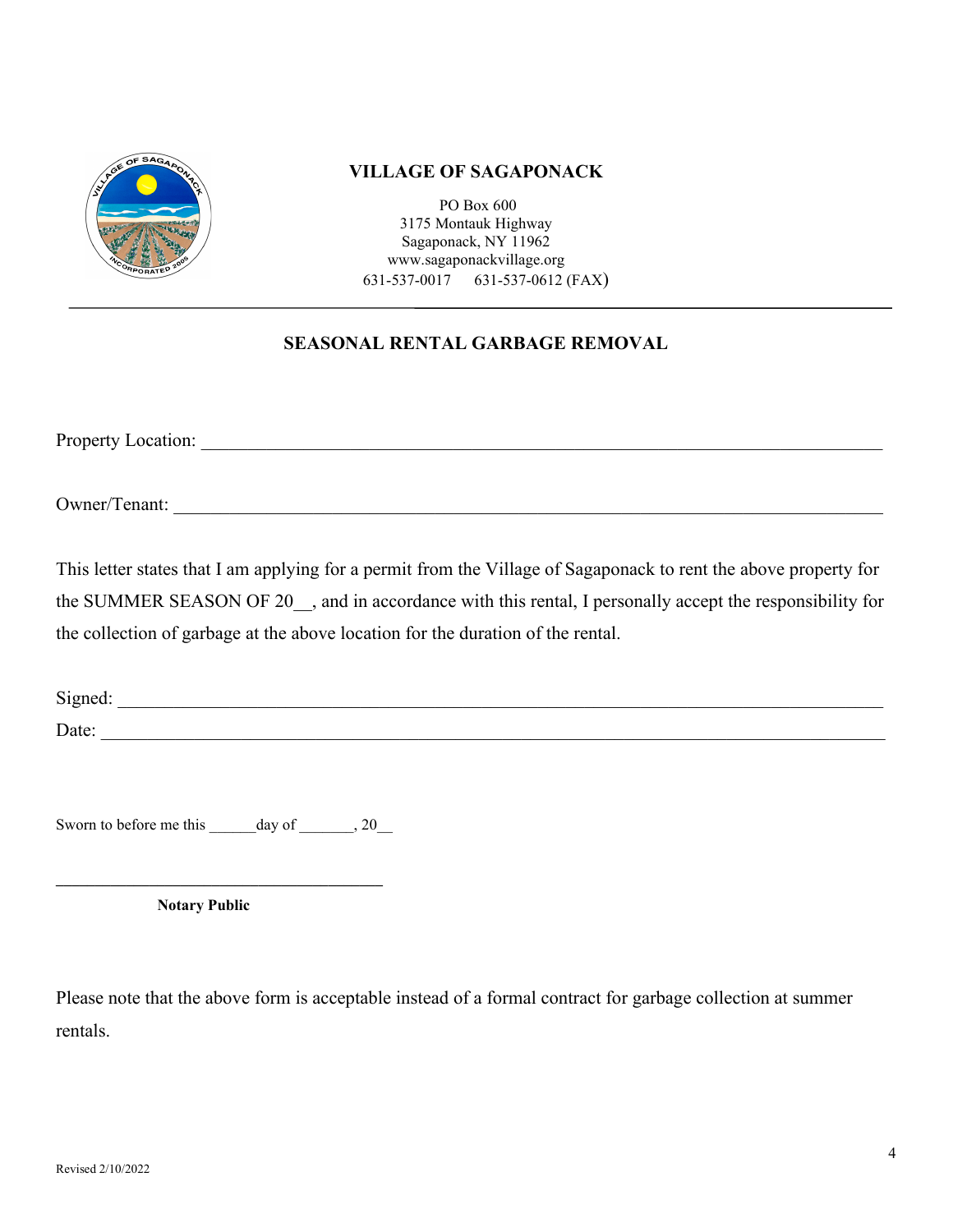**VILLAGE OF SAGAPONACK**

PO Box 600
3175 Montauk Highway
Sagaponack, NY 11962
www.sagaponackvillage.org
631-537-0017 631-537-0612 (FAX)

---

**SEASONAL RENTAL GARBAGE REMOVAL**

Property Location: ___________________________________________________________________

Owner/Tenant: ______________________________________________________________________

This letter states that I am applying for a permit from the Village of Sagaponack to rent the above property for the SUMMER SEASON OF 20__, and in accordance with this rental, I personally accept the responsibility for the collection of garbage at the above location for the duration of the rental.

Signed: ____________________________________________________________________________

Date: ______________________________________________________________________________

Sworn to before me this ______day of _______, 20__

_____________________________________

**Notary Public**

Please note that the above form is acceptable instead of a formal contract for garbage collection at summer rentals.

Revised 2/10/2022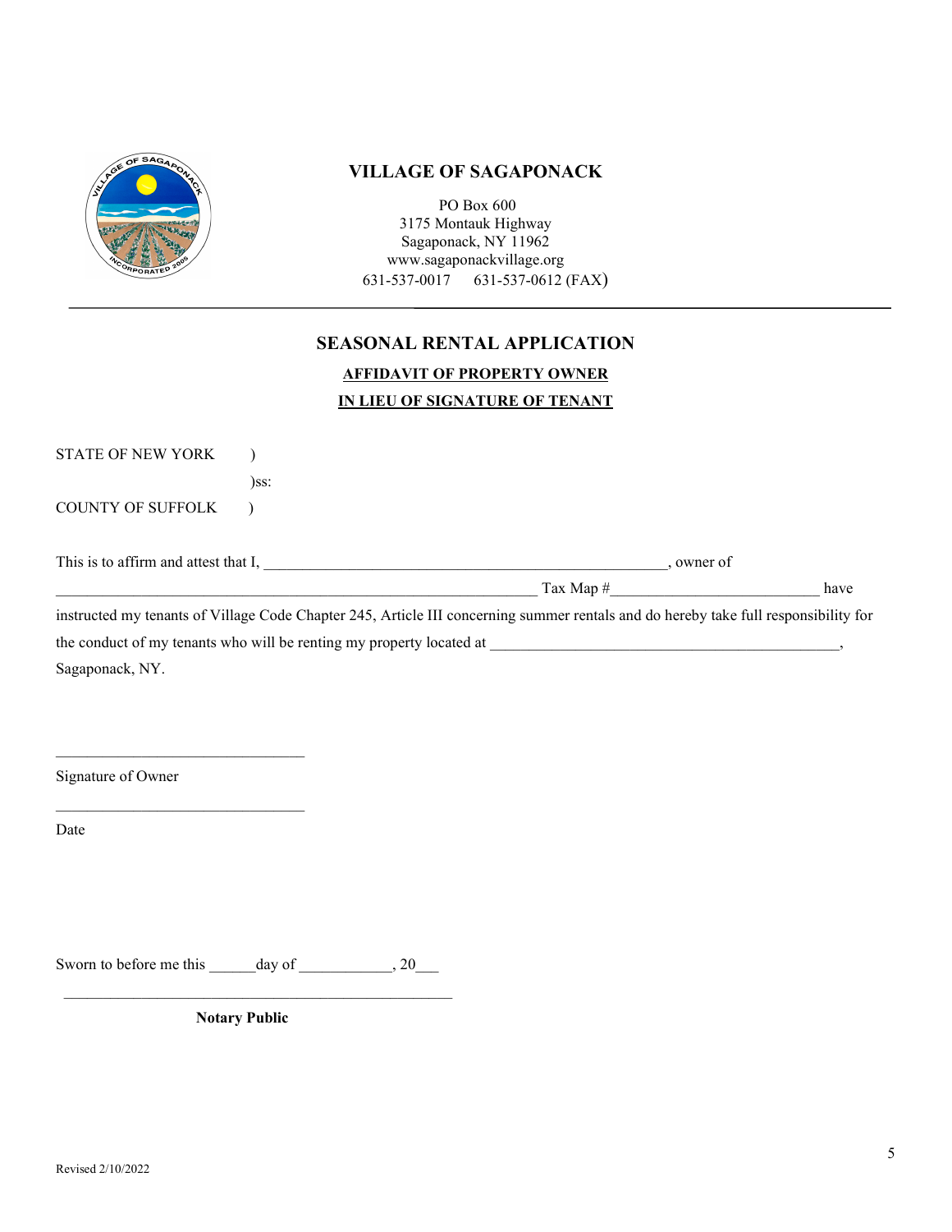# VILLAGE OF SAGAPONACK

PO Box 600
3175 Montauk Highway
Sagaponack, NY 11962
www.sagaponackvillage.org
631-537-0017 631-537-0612 (FAX)

---

## SEASONAL RENTAL APPLICATION

**AFFIDAVIT OF PROPERTY OWNER**

**IN LIEU OF SIGNATURE OF TENANT**

STATE OF NEW YORK )
)ss:
COUNTY OF SUFFOLK )

This is to affirm and attest that I, _____________________________________________________, owner of _________________________________________________________________ Tax Map #___________________________ have instructed my tenants of Village Code Chapter 245, Article III concerning summer rentals and do hereby take full responsibility for the conduct of my tenants who will be renting my property located at _______________________________________________, Sagaponack, NY.

_________________________________
Signature of Owner

_________________________________
Date

Sworn to before me this ______day of ____________, 20___

___________________________________________________
**Notary Public**

Revised 2/10/2022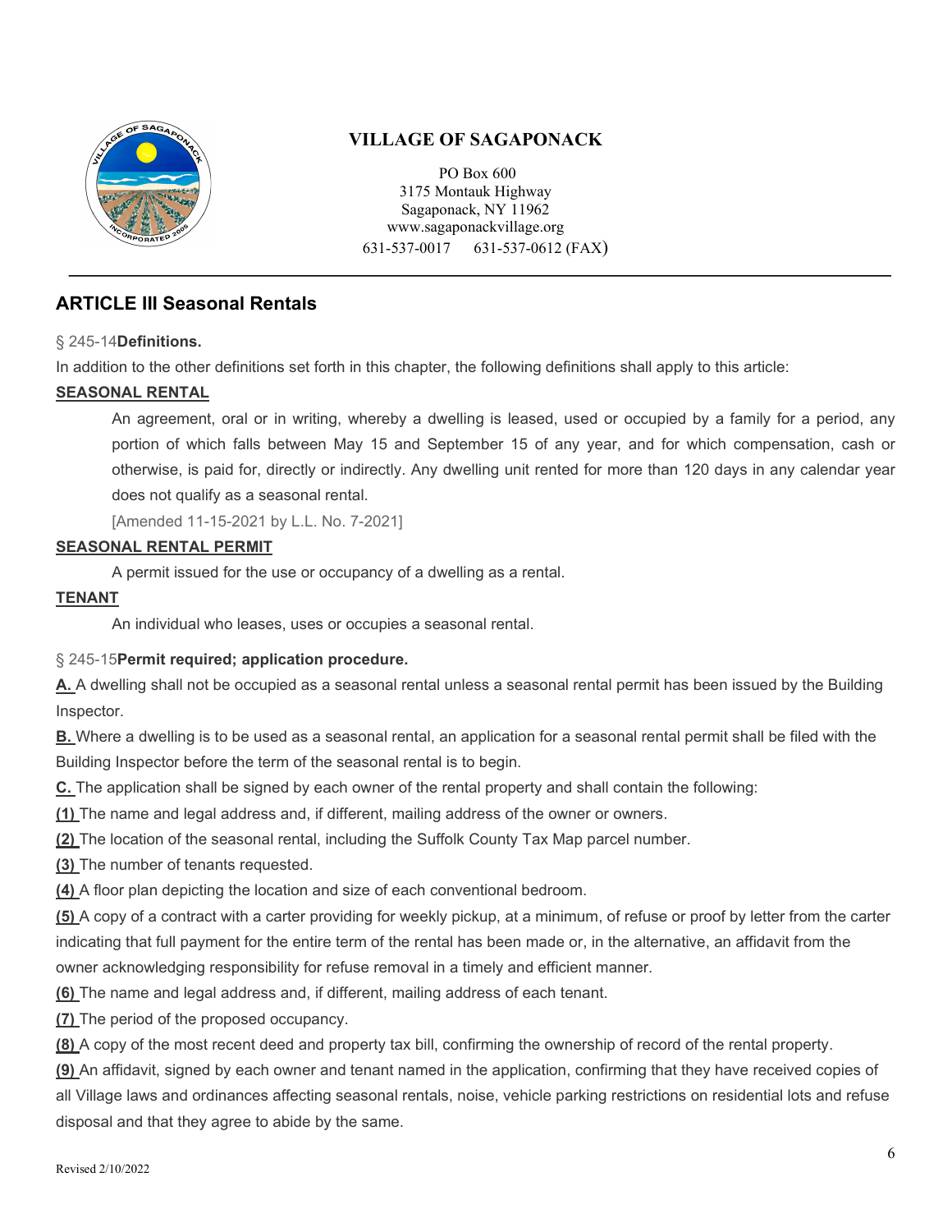**VILLAGE OF SAGAPONACK**

PO Box 600
3175 Montauk Highway
Sagaponack, NY 11962
www.sagaponackvillage.org
631-537-0017 631-537-0612 (FAX)

## ARTICLE III Seasonal Rentals

§ 245-14 **Definitions.**

In addition to the other definitions set forth in this chapter, the following definitions shall apply to this article:

**SEASONAL RENTAL**

An agreement, oral or in writing, whereby a dwelling is leased, used or occupied by a family for a period, any portion of which falls between May 15 and September 15 of any year, and for which compensation, cash or otherwise, is paid for, directly or indirectly. Any dwelling unit rented for more than 120 days in any calendar year does not qualify as a seasonal rental.

[Amended 11-15-2021 by L.L. No. 7-2021]

**SEASONAL RENTAL PERMIT**

A permit issued for the use or occupancy of a dwelling as a rental.

**TENANT**

An individual who leases, uses or occupies a seasonal rental.

§ 245-15 **Permit required; application procedure.**

**A.** A dwelling shall not be occupied as a seasonal rental unless a seasonal rental permit has been issued by the Building Inspector.

**B.** Where a dwelling is to be used as a seasonal rental, an application for a seasonal rental permit shall be filed with the Building Inspector before the term of the seasonal rental is to begin.

**C.** The application shall be signed by each owner of the rental property and shall contain the following:

**(1)** The name and legal address and, if different, mailing address of the owner or owners.

**(2)** The location of the seasonal rental, including the Suffolk County Tax Map parcel number.

**(3)** The number of tenants requested.

**(4)** A floor plan depicting the location and size of each conventional bedroom.

**(5)** A copy of a contract with a carter providing for weekly pickup, at a minimum, of refuse or proof by letter from the carter indicating that full payment for the entire term of the rental has been made or, in the alternative, an affidavit from the owner acknowledging responsibility for refuse removal in a timely and efficient manner.

**(6)** The name and legal address and, if different, mailing address of each tenant.

**(7)** The period of the proposed occupancy.

**(8)** A copy of the most recent deed and property tax bill, confirming the ownership of record of the rental property.

**(9)** An affidavit, signed by each owner and tenant named in the application, confirming that they have received copies of all Village laws and ordinances affecting seasonal rentals, noise, vehicle parking restrictions on residential lots and refuse disposal and that they agree to abide by the same.

Revised 2/10/2022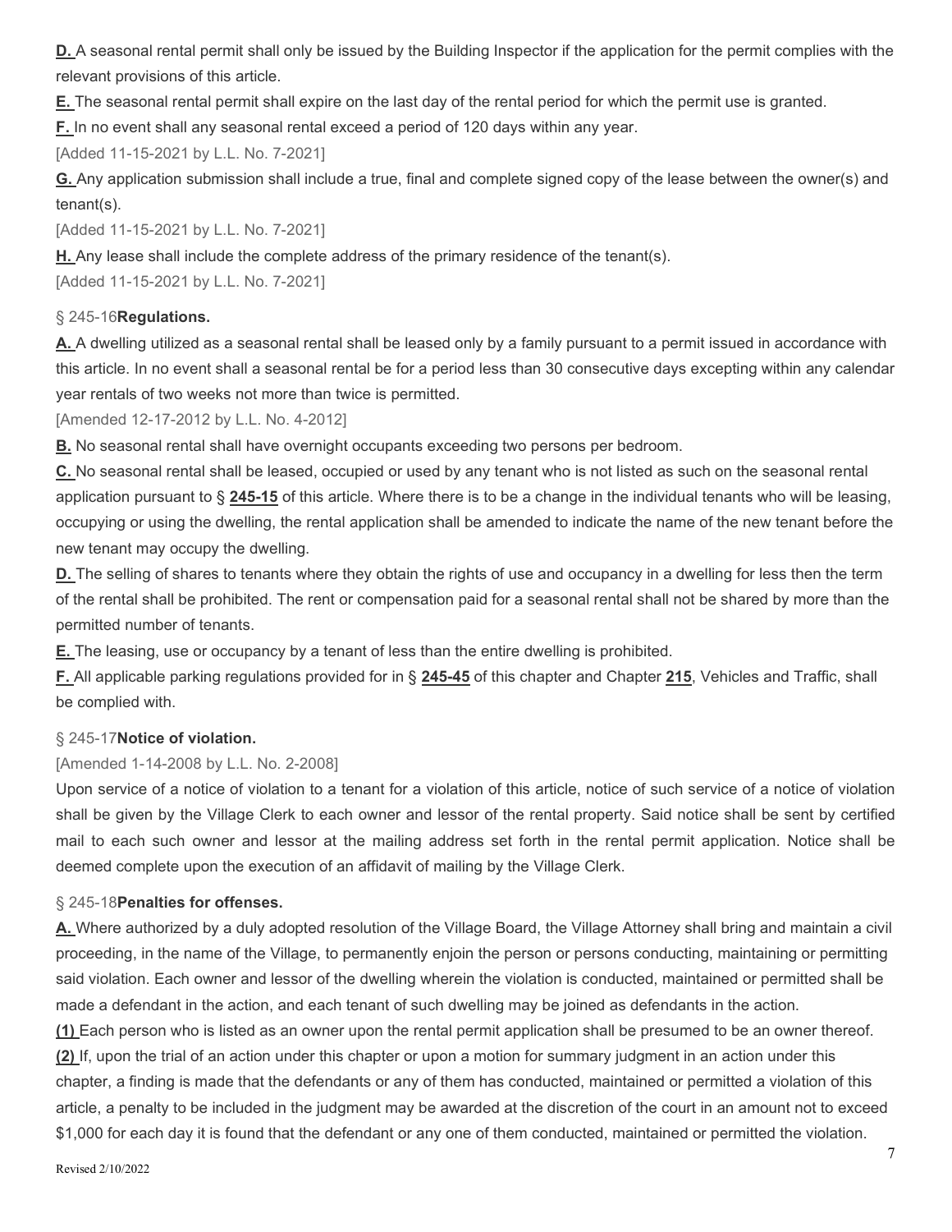**D.** A seasonal rental permit shall only be issued by the Building Inspector if the application for the permit complies with the relevant provisions of this article.

**E.** The seasonal rental permit shall expire on the last day of the rental period for which the permit use is granted.

**F.** In no event shall any seasonal rental exceed a period of 120 days within any year.

[Added 11-15-2021 by L.L. No. 7-2021]

**G.** Any application submission shall include a true, final and complete signed copy of the lease between the owner(s) and tenant(s).

[Added 11-15-2021 by L.L. No. 7-2021]

**H.** Any lease shall include the complete address of the primary residence of the tenant(s).

[Added 11-15-2021 by L.L. No. 7-2021]

### § 245-16 **Regulations.**

**A.** A dwelling utilized as a seasonal rental shall be leased only by a family pursuant to a permit issued in accordance with this article. In no event shall a seasonal rental be for a period less than 30 consecutive days excepting within any calendar year rentals of two weeks not more than twice is permitted.

[Amended 12-17-2012 by L.L. No. 4-2012]

**B.** No seasonal rental shall have overnight occupants exceeding two persons per bedroom.

**C.** No seasonal rental shall be leased, occupied or used by any tenant who is not listed as such on the seasonal rental application pursuant to § **245-15** of this article. Where there is to be a change in the individual tenants who will be leasing, occupying or using the dwelling, the rental application shall be amended to indicate the name of the new tenant before the new tenant may occupy the dwelling.

**D.** The selling of shares to tenants where they obtain the rights of use and occupancy in a dwelling for less then the term of the rental shall be prohibited. The rent or compensation paid for a seasonal rental shall not be shared by more than the permitted number of tenants.

**E.** The leasing, use or occupancy by a tenant of less than the entire dwelling is prohibited.

**F.** All applicable parking regulations provided for in § **245-45** of this chapter and Chapter **215**, Vehicles and Traffic, shall be complied with.

### § 245-17 **Notice of violation.**

[Amended 1-14-2008 by L.L. No. 2-2008]

Upon service of a notice of violation to a tenant for a violation of this article, notice of such service of a notice of violation shall be given by the Village Clerk to each owner and lessor of the rental property. Said notice shall be sent by certified mail to each such owner and lessor at the mailing address set forth in the rental permit application. Notice shall be deemed complete upon the execution of an affidavit of mailing by the Village Clerk.

### § 245-18 **Penalties for offenses.**

**A.** Where authorized by a duly adopted resolution of the Village Board, the Village Attorney shall bring and maintain a civil proceeding, in the name of the Village, to permanently enjoin the person or persons conducting, maintaining or permitting said violation. Each owner and lessor of the dwelling wherein the violation is conducted, maintained or permitted shall be made a defendant in the action, and each tenant of such dwelling may be joined as defendants in the action.

**(1)** Each person who is listed as an owner upon the rental permit application shall be presumed to be an owner thereof.

**(2)** If, upon the trial of an action under this chapter or upon a motion for summary judgment in an action under this chapter, a finding is made that the defendants or any of them has conducted, maintained or permitted a violation of this article, a penalty to be included in the judgment may be awarded at the discretion of the court in an amount not to exceed $1,000 for each day it is found that the defendant or any one of them conducted, maintained or permitted the violation.

Revised 2/10/2022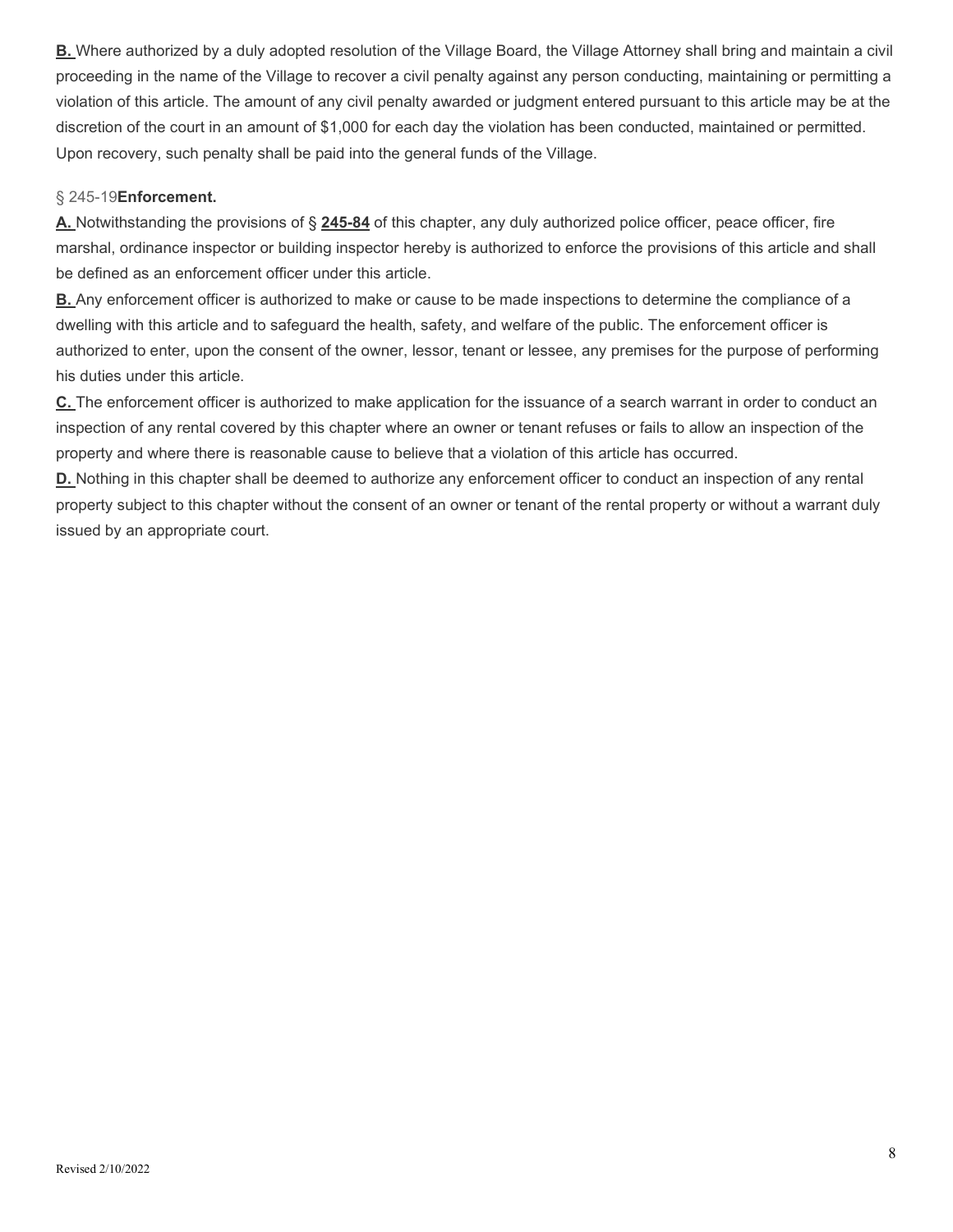**B.** Where authorized by a duly adopted resolution of the Village Board, the Village Attorney shall bring and maintain a civil proceeding in the name of the Village to recover a civil penalty against any person conducting, maintaining or permitting a violation of this article. The amount of any civil penalty awarded or judgment entered pursuant to this article may be at the discretion of the court in an amount of $1,000 for each day the violation has been conducted, maintained or permitted. Upon recovery, such penalty shall be paid into the general funds of the Village.

§ 245-19 **Enforcement.**

**A.** Notwithstanding the provisions of § **245-84** of this chapter, any duly authorized police officer, peace officer, fire marshal, ordinance inspector or building inspector hereby is authorized to enforce the provisions of this article and shall be defined as an enforcement officer under this article.

**B.** Any enforcement officer is authorized to make or cause to be made inspections to determine the compliance of a dwelling with this article and to safeguard the health, safety, and welfare of the public. The enforcement officer is authorized to enter, upon the consent of the owner, lessor, tenant or lessee, any premises for the purpose of performing his duties under this article.

**C.** The enforcement officer is authorized to make application for the issuance of a search warrant in order to conduct an inspection of any rental covered by this chapter where an owner or tenant refuses or fails to allow an inspection of the property and where there is reasonable cause to believe that a violation of this article has occurred.

**D.** Nothing in this chapter shall be deemed to authorize any enforcement officer to conduct an inspection of any rental property subject to this chapter without the consent of an owner or tenant of the rental property or without a warrant duly issued by an appropriate court.

Revised 2/10/2022